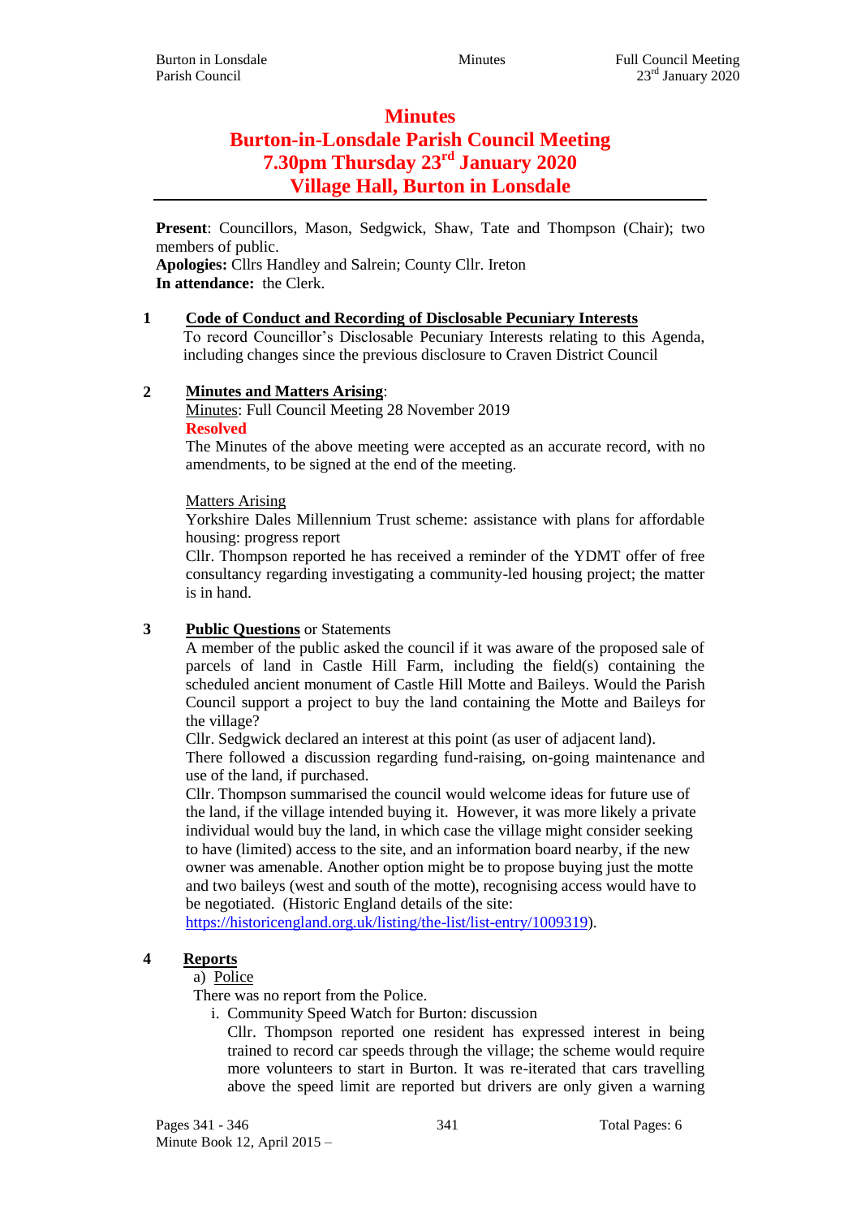# Minutes
# Burton-in-Lonsdale Parish Council Meeting
# 7.30pm Thursday 23rd January 2020
# Village Hall, Burton in Lonsdale

**Present**: Councillors, Mason, Sedgwick, Shaw, Tate and Thompson (Chair); two members of public.
**Apologies:** Cllrs Handley and Salrein; County Cllr. Ireton
**In attendance:** the Clerk.

**1 Code of Conduct and Recording of Disclosable Pecuniary Interests**

To record Councillor's Disclosable Pecuniary Interests relating to this Agenda, including changes since the previous disclosure to Craven District Council

**2 Minutes and Matters Arising:**

Minutes: Full Council Meeting 28 November 2019

**Resolved**

The Minutes of the above meeting were accepted as an accurate record, with no amendments, to be signed at the end of the meeting.

Matters Arising

Yorkshire Dales Millennium Trust scheme: assistance with plans for affordable housing: progress report

Cllr. Thompson reported he has received a reminder of the YDMT offer of free consultancy regarding investigating a community-led housing project; the matter is in hand.

**3 Public Questions** or Statements

A member of the public asked the council if it was aware of the proposed sale of parcels of land in Castle Hill Farm, including the field(s) containing the scheduled ancient monument of Castle Hill Motte and Baileys. Would the Parish Council support a project to buy the land containing the Motte and Baileys for the village?

Cllr. Sedgwick declared an interest at this point (as user of adjacent land).

There followed a discussion regarding fund-raising, on-going maintenance and use of the land, if purchased.

Cllr. Thompson summarised the council would welcome ideas for future use of the land, if the village intended buying it. However, it was more likely a private individual would buy the land, in which case the village might consider seeking to have (limited) access to the site, and an information board nearby, if the new owner was amenable. Another option might be to propose buying just the motte and two baileys (west and south of the motte), recognising access would have to be negotiated. (Historic England details of the site: https://historicengland.org.uk/listing/the-list/list-entry/1009319).

**4 Reports**

a) Police

There was no report from the Police.

i. Community Speed Watch for Burton: discussion

Cllr. Thompson reported one resident has expressed interest in being trained to record car speeds through the village; the scheme would require more volunteers to start in Burton. It was re-iterated that cars travelling above the speed limit are reported but drivers are only given a warning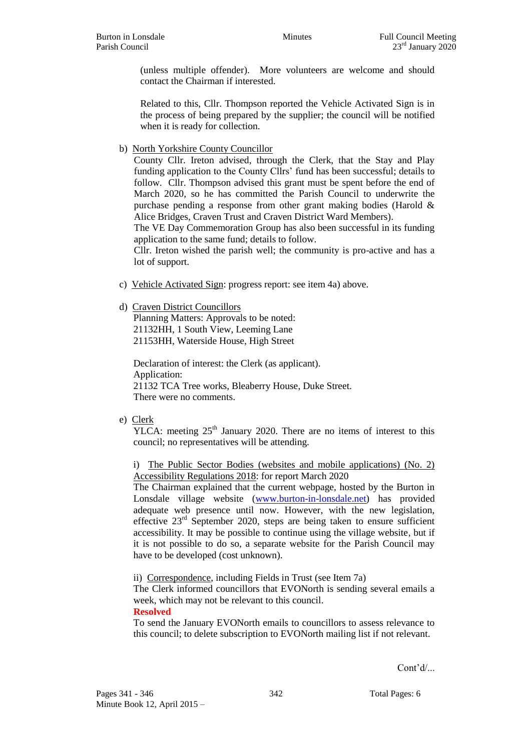(unless multiple offender). More volunteers are welcome and should contact the Chairman if interested.

Related to this, Cllr. Thompson reported the Vehicle Activated Sign is in the process of being prepared by the supplier; the council will be notified when it is ready for collection.

b) North Yorkshire County Councillor

County Cllr. Ireton advised, through the Clerk, that the Stay and Play funding application to the County Cllrs' fund has been successful; details to follow. Cllr. Thompson advised this grant must be spent before the end of March 2020, so he has committed the Parish Council to underwrite the purchase pending a response from other grant making bodies (Harold & Alice Bridges, Craven Trust and Craven District Ward Members).

The VE Day Commemoration Group has also been successful in its funding application to the same fund; details to follow.

Cllr. Ireton wished the parish well; the community is pro-active and has a lot of support.

c) Vehicle Activated Sign: progress report: see item 4a) above.

d) Craven District Councillors

Planning Matters: Approvals to be noted:
21132HH, 1 South View, Leeming Lane
21153HH, Waterside House, High Street

Declaration of interest: the Clerk (as applicant).
Application:
21132 TCA Tree works, Bleaberry House, Duke Street.
There were no comments.

e) Clerk

YLCA: meeting 25th January 2020. There are no items of interest to this council; no representatives will be attending.

i) The Public Sector Bodies (websites and mobile applications) (No. 2) Accessibility Regulations 2018: for report March 2020

The Chairman explained that the current webpage, hosted by the Burton in Lonsdale village website (www.burton-in-lonsdale.net) has provided adequate web presence until now. However, with the new legislation, effective 23rd September 2020, steps are being taken to ensure sufficient accessibility. It may be possible to continue using the village website, but if it is not possible to do so, a separate website for the Parish Council may have to be developed (cost unknown).

ii) Correspondence, including Fields in Trust (see Item 7a)

The Clerk informed councillors that EVONorth is sending several emails a week, which may not be relevant to this council.

**Resolved**

To send the January EVONorth emails to councillors to assess relevance to this council; to delete subscription to EVONorth mailing list if not relevant.

Cont'd/...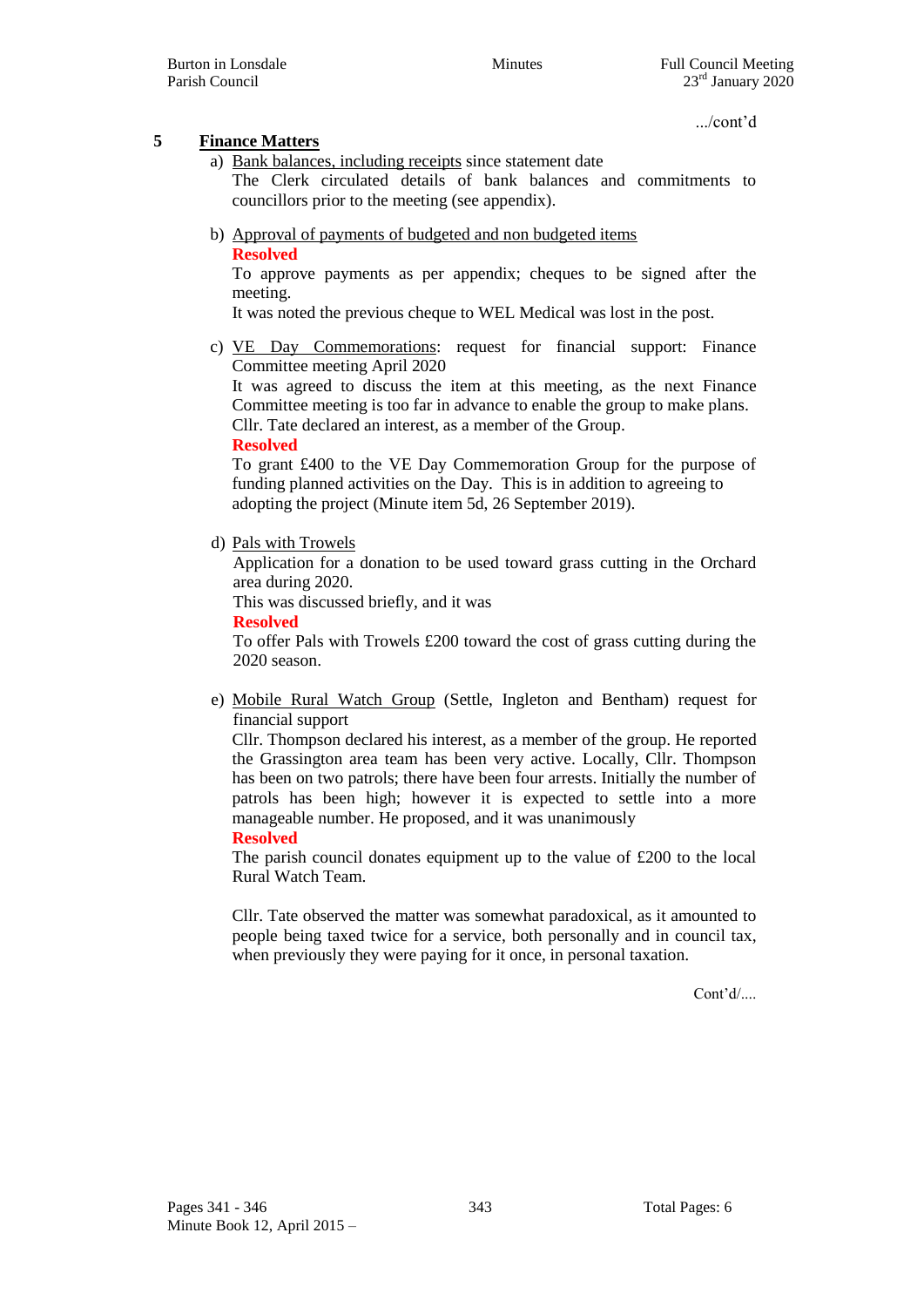.../cont'd

## 5 Finance Matters

a) Bank balances, including receipts since statement date

The Clerk circulated details of bank balances and commitments to councillors prior to the meeting (see appendix).

b) Approval of payments of budgeted and non budgeted items

**Resolved**

To approve payments as per appendix; cheques to be signed after the meeting.

It was noted the previous cheque to WEL Medical was lost in the post.

c) VE Day Commemorations: request for financial support: Finance Committee meeting April 2020

It was agreed to discuss the item at this meeting, as the next Finance Committee meeting is too far in advance to enable the group to make plans.

Cllr. Tate declared an interest, as a member of the Group.

**Resolved**

To grant £400 to the VE Day Commemoration Group for the purpose of funding planned activities on the Day. This is in addition to agreeing to adopting the project (Minute item 5d, 26 September 2019).

d) Pals with Trowels

Application for a donation to be used toward grass cutting in the Orchard area during 2020.

This was discussed briefly, and it was

**Resolved**

To offer Pals with Trowels £200 toward the cost of grass cutting during the 2020 season.

e) Mobile Rural Watch Group (Settle, Ingleton and Bentham) request for financial support

Cllr. Thompson declared his interest, as a member of the group. He reported the Grassington area team has been very active. Locally, Cllr. Thompson has been on two patrols; there have been four arrests. Initially the number of patrols has been high; however it is expected to settle into a more manageable number. He proposed, and it was unanimously

**Resolved**

The parish council donates equipment up to the value of £200 to the local Rural Watch Team.

Cllr. Tate observed the matter was somewhat paradoxical, as it amounted to people being taxed twice for a service, both personally and in council tax, when previously they were paying for it once, in personal taxation.

Cont'd/....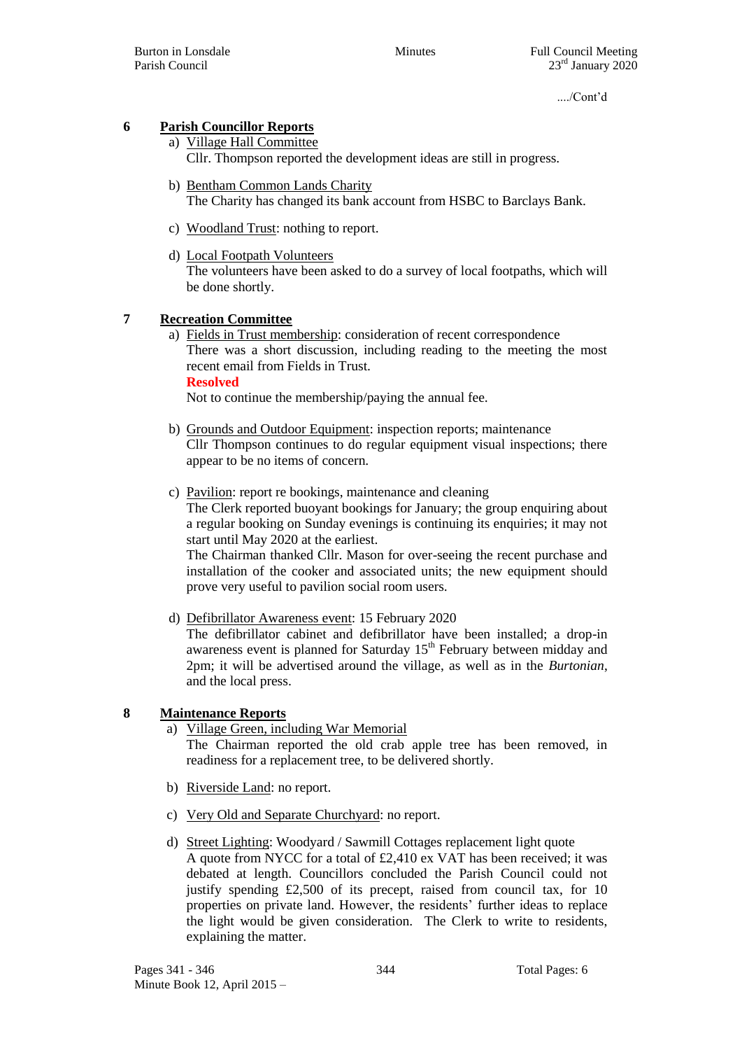..../Cont'd

## 6 Parish Councillor Reports

a) Village Hall Committee
Cllr. Thompson reported the development ideas are still in progress.

b) Bentham Common Lands Charity
The Charity has changed its bank account from HSBC to Barclays Bank.

c) Woodland Trust: nothing to report.

d) Local Footpath Volunteers
The volunteers have been asked to do a survey of local footpaths, which will be done shortly.

## 7 Recreation Committee

a) Fields in Trust membership: consideration of recent correspondence
There was a short discussion, including reading to the meeting the most recent email from Fields in Trust.
**Resolved**
Not to continue the membership/paying the annual fee.

b) Grounds and Outdoor Equipment: inspection reports; maintenance
Cllr Thompson continues to do regular equipment visual inspections; there appear to be no items of concern.

c) Pavilion: report re bookings, maintenance and cleaning
The Clerk reported buoyant bookings for January; the group enquiring about a regular booking on Sunday evenings is continuing its enquiries; it may not start until May 2020 at the earliest.
The Chairman thanked Cllr. Mason for over-seeing the recent purchase and installation of the cooker and associated units; the new equipment should prove very useful to pavilion social room users.

d) Defibrillator Awareness event: 15 February 2020
The defibrillator cabinet and defibrillator have been installed; a drop-in awareness event is planned for Saturday 15th February between midday and 2pm; it will be advertised around the village, as well as in the *Burtonian*, and the local press.

## 8 Maintenance Reports

a) Village Green, including War Memorial
The Chairman reported the old crab apple tree has been removed, in readiness for a replacement tree, to be delivered shortly.

b) Riverside Land: no report.

c) Very Old and Separate Churchyard: no report.

d) Street Lighting: Woodyard / Sawmill Cottages replacement light quote
A quote from NYCC for a total of £2,410 ex VAT has been received; it was debated at length. Councillors concluded the Parish Council could not justify spending £2,500 of its precept, raised from council tax, for 10 properties on private land. However, the residents' further ideas to replace the light would be given consideration. The Clerk to write to residents, explaining the matter.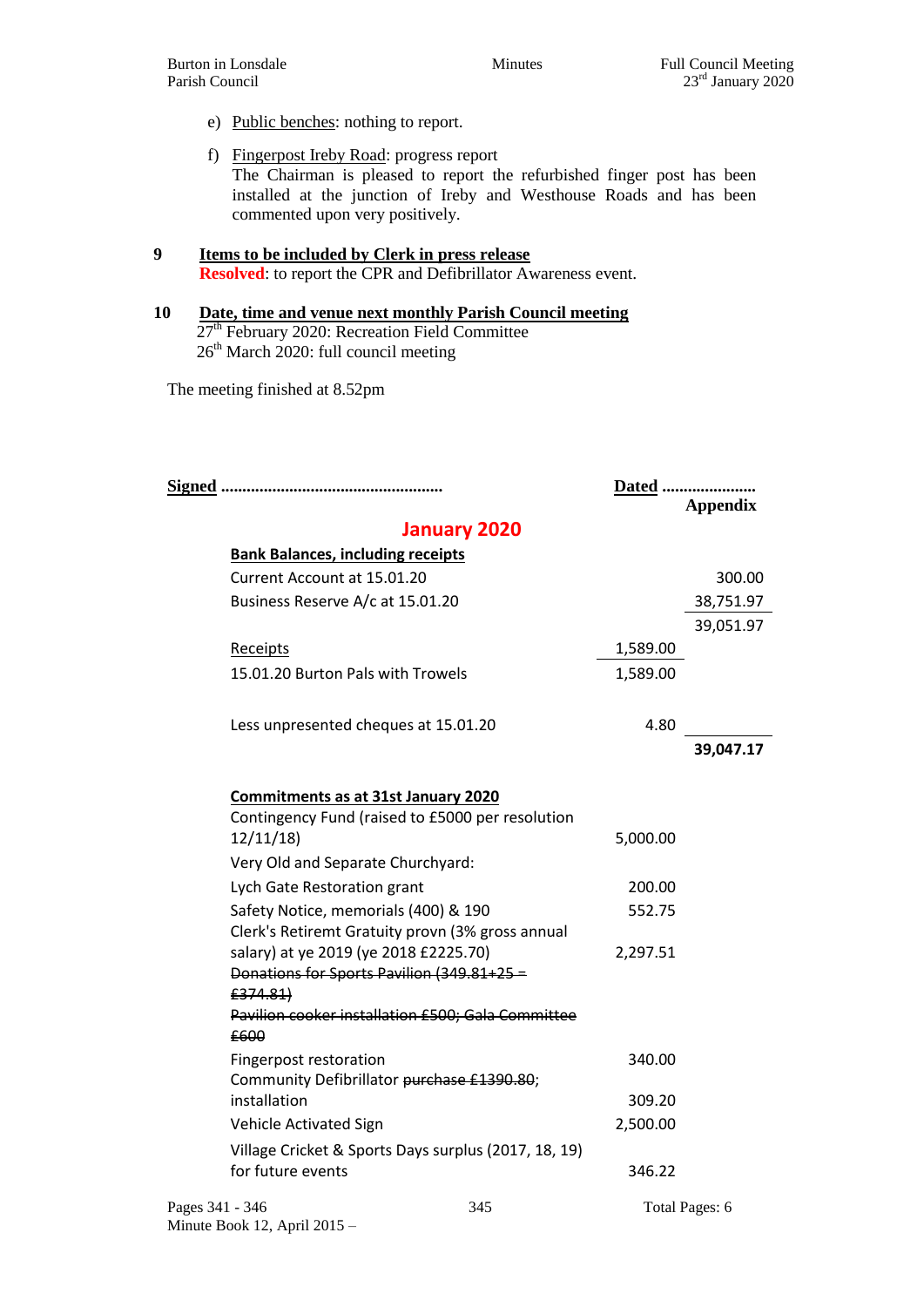e) Public benches: nothing to report.

f) Fingerpost Ireby Road: progress report
The Chairman is pleased to report the refurbished finger post has been installed at the junction of Ireby and Westhouse Roads and has been commented upon very positively.

**9 Items to be included by Clerk in press release**
**Resolved**: to report the CPR and Defibrillator Awareness event.

**10 Date, time and venue next monthly Parish Council meeting**
27th February 2020: Recreation Field Committee
26th March 2020: full council meeting

The meeting finished at 8.52pm

**Signed** ....................................................  **Dated** ......................

**Appendix**

## January 2020

| Bank Balances, including receipts | | |
|---|---|---|
| Current Account at 15.01.20 | | 300.00 |
| Business Reserve A/c at 15.01.20 | | 38,751.97 |
| | | 39,051.97 |
| Receipts | 1,589.00 | |
| 15.01.20 Burton Pals with Trowels | 1,589.00 | |
| Less unpresented cheques at 15.01.20 | 4.80 | |
| | | **39,047.17** |

| Commitments as at 31st January 2020 | |
|---|---|
| Contingency Fund (raised to £5000 per resolution 12/11/18) | 5,000.00 |
| Very Old and Separate Churchyard: | |
| Lych Gate Restoration grant | 200.00 |
| Safety Notice, memorials (400) & 190 | 552.75 |
| Clerk's Retiremt Gratuity provn (3% gross annual salary) at ye 2019 (ye 2018 £2225.70) | 2,297.51 |
| ~~Donations for Sports Pavilion (349.81+25 = £374.81)~~ | |
| ~~Pavilion cooker installation £500; Gala Committee £600~~ | |
| Fingerpost restoration | 340.00 |
| Community Defibrillator ~~purchase £1390.80~~; installation | 309.20 |
| Vehicle Activated Sign | 2,500.00 |
| Village Cricket & Sports Days surplus (2017, 18, 19) for future events | 346.22 |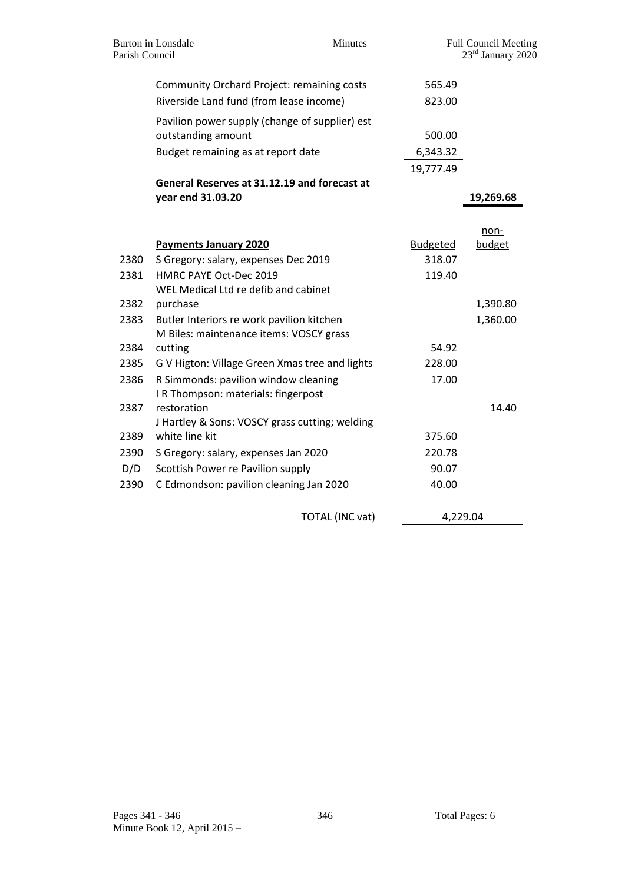| | | |
|---|---|---|
| Community Orchard Project: remaining costs | 565.49 | |
| Riverside Land fund (from lease income) | 823.00 | |
| Pavilion power supply (change of supplier) est outstanding amount | 500.00 | |
| Budget remaining as at report date | 6,343.32 | |
| | 19,777.49 | |
| **General Reserves at 31.12.19 and forecast at year end 31.03.20** | | **19,269.68** |

| | **Payments January 2020** | Budgeted | non-budget |
|---|---|---|---|
| 2380 | S Gregory: salary, expenses Dec 2019 | 318.07 | |
| 2381 | HMRC PAYE Oct-Dec 2019 | 119.40 | |
| 2382 | WEL Medical Ltd re defib and cabinet purchase | | 1,390.80 |
| 2383 | Butler Interiors re work pavilion kitchen | | 1,360.00 |
| 2384 | M Biles: maintenance items: VOSCY grass cutting | 54.92 | |
| 2385 | G V Higton: Village Green Xmas tree and lights | 228.00 | |
| 2386 | R Simmonds: pavilion window cleaning | 17.00 | |
| 2387 | I R Thompson: materials: fingerpost restoration | | 14.40 |
| 2389 | J Hartley & Sons: VOSCY grass cutting; welding white line kit | 375.60 | |
| 2390 | S Gregory: salary, expenses Jan 2020 | 220.78 | |
| D/D | Scottish Power re Pavilion supply | 90.07 | |
| 2390 | C Edmondson: pavilion cleaning Jan 2020 | 40.00 | |
| | TOTAL (INC vat) | 4,229.04 | |